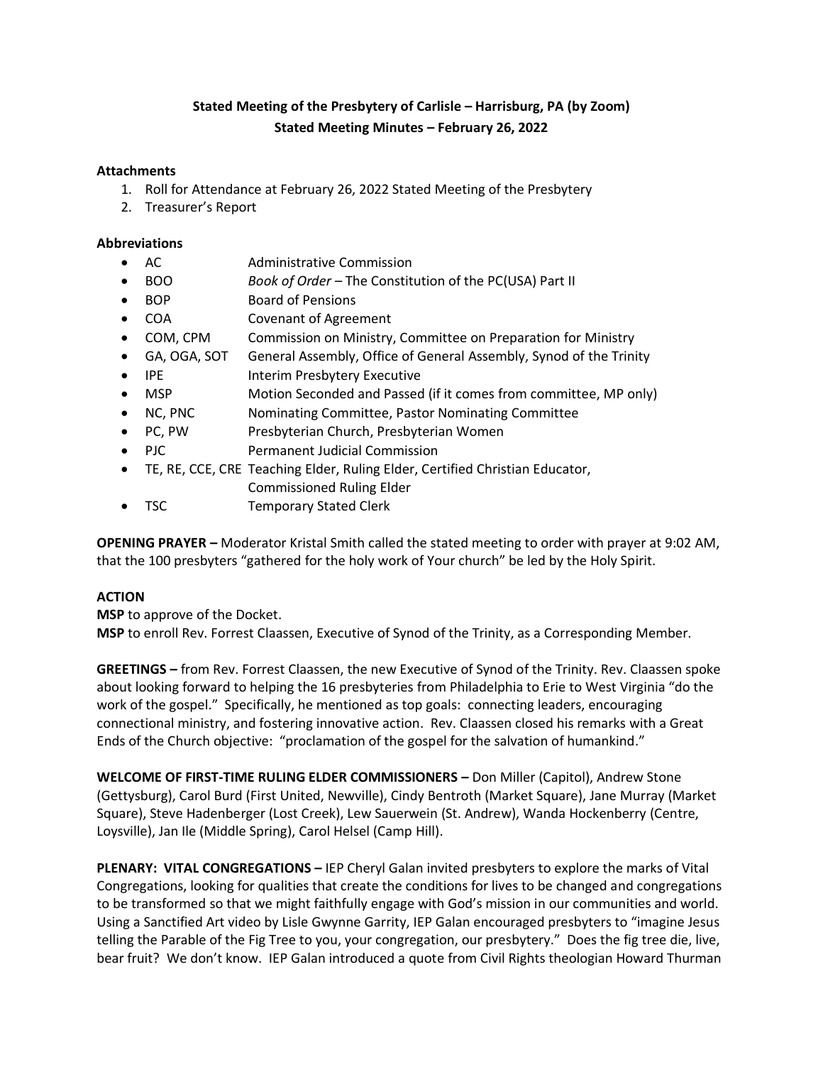# Stated Meeting of the Presbytery of Carlisle – Harrisburg, PA (by Zoom)
## Stated Meeting Minutes – February 26, 2022

**Attachments**

1. Roll for Attendance at February 26, 2022 Stated Meeting of the Presbytery
2. Treasurer's Report

**Abbreviations**

- AC — Administrative Commission
- BOO — *Book of Order* – The Constitution of the PC(USA) Part II
- BOP — Board of Pensions
- COA — Covenant of Agreement
- COM, CPM — Commission on Ministry, Committee on Preparation for Ministry
- GA, OGA, SOT — General Assembly, Office of General Assembly, Synod of the Trinity
- IPE — Interim Presbytery Executive
- MSP — Motion Seconded and Passed (if it comes from committee, MP only)
- NC, PNC — Nominating Committee, Pastor Nominating Committee
- PC, PW — Presbyterian Church, Presbyterian Women
- PJC — Permanent Judicial Commission
- TE, RE, CCE, CRE — Teaching Elder, Ruling Elder, Certified Christian Educator, Commissioned Ruling Elder
- TSC — Temporary Stated Clerk

**OPENING PRAYER –** Moderator Kristal Smith called the stated meeting to order with prayer at 9:02 AM, that the 100 presbyters "gathered for the holy work of Your church" be led by the Holy Spirit.

**ACTION**

**MSP** to approve of the Docket.

**MSP** to enroll Rev. Forrest Claassen, Executive of Synod of the Trinity, as a Corresponding Member.

**GREETINGS –** from Rev. Forrest Claassen, the new Executive of Synod of the Trinity. Rev. Claassen spoke about looking forward to helping the 16 presbyteries from Philadelphia to Erie to West Virginia "do the work of the gospel." Specifically, he mentioned as top goals: connecting leaders, encouraging connectional ministry, and fostering innovative action. Rev. Claassen closed his remarks with a Great Ends of the Church objective: "proclamation of the gospel for the salvation of humankind."

**WELCOME OF FIRST-TIME RULING ELDER COMMISSIONERS –** Don Miller (Capitol), Andrew Stone (Gettysburg), Carol Burd (First United, Newville), Cindy Bentroth (Market Square), Jane Murray (Market Square), Steve Hadenberger (Lost Creek), Lew Sauerwein (St. Andrew), Wanda Hockenberry (Centre, Loysville), Jan Ile (Middle Spring), Carol Helsel (Camp Hill).

**PLENARY: VITAL CONGREGATIONS –** IEP Cheryl Galan invited presbyters to explore the marks of Vital Congregations, looking for qualities that create the conditions for lives to be changed and congregations to be transformed so that we might faithfully engage with God's mission in our communities and world. Using a Sanctified Art video by Lisle Gwynne Garrity, IEP Galan encouraged presbyters to "imagine Jesus telling the Parable of the Fig Tree to you, your congregation, our presbytery." Does the fig tree die, live, bear fruit? We don't know. IEP Galan introduced a quote from Civil Rights theologian Howard Thurman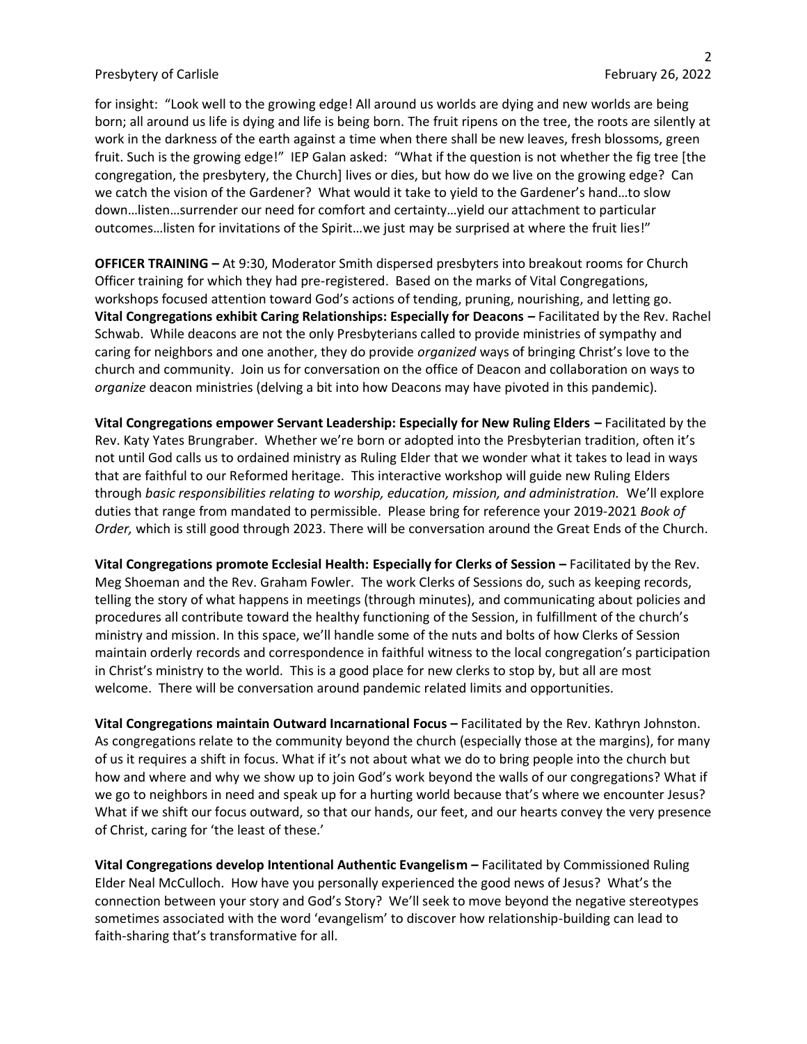for insight: "Look well to the growing edge! All around us worlds are dying and new worlds are being born; all around us life is dying and life is being born. The fruit ripens on the tree, the roots are silently at work in the darkness of the earth against a time when there shall be new leaves, fresh blossoms, green fruit. Such is the growing edge!" IEP Galan asked: "What if the question is not whether the fig tree [the congregation, the presbytery, the Church] lives or dies, but how do we live on the growing edge? Can we catch the vision of the Gardener? What would it take to yield to the Gardener's hand…to slow down…listen…surrender our need for comfort and certainty…yield our attachment to particular outcomes…listen for invitations of the Spirit…we just may be surprised at where the fruit lies!"

**OFFICER TRAINING –** At 9:30, Moderator Smith dispersed presbyters into breakout rooms for Church Officer training for which they had pre-registered. Based on the marks of Vital Congregations, workshops focused attention toward God's actions of tending, pruning, nourishing, and letting go.
**Vital Congregations exhibit Caring Relationships: Especially for Deacons –** Facilitated by the Rev. Rachel Schwab. While deacons are not the only Presbyterians called to provide ministries of sympathy and caring for neighbors and one another, they do provide *organized* ways of bringing Christ's love to the church and community. Join us for conversation on the office of Deacon and collaboration on ways to *organize* deacon ministries (delving a bit into how Deacons may have pivoted in this pandemic).

**Vital Congregations empower Servant Leadership: Especially for New Ruling Elders –** Facilitated by the Rev. Katy Yates Brungraber. Whether we're born or adopted into the Presbyterian tradition, often it's not until God calls us to ordained ministry as Ruling Elder that we wonder what it takes to lead in ways that are faithful to our Reformed heritage. This interactive workshop will guide new Ruling Elders through *basic responsibilities relating to worship, education, mission, and administration.* We'll explore duties that range from mandated to permissible. Please bring for reference your 2019-2021 *Book of Order,* which is still good through 2023. There will be conversation around the Great Ends of the Church.

**Vital Congregations promote Ecclesial Health: Especially for Clerks of Session –** Facilitated by the Rev. Meg Shoeman and the Rev. Graham Fowler. The work Clerks of Sessions do, such as keeping records, telling the story of what happens in meetings (through minutes), and communicating about policies and procedures all contribute toward the healthy functioning of the Session, in fulfillment of the church's ministry and mission. In this space, we'll handle some of the nuts and bolts of how Clerks of Session maintain orderly records and correspondence in faithful witness to the local congregation's participation in Christ's ministry to the world. This is a good place for new clerks to stop by, but all are most welcome. There will be conversation around pandemic related limits and opportunities.

**Vital Congregations maintain Outward Incarnational Focus –** Facilitated by the Rev. Kathryn Johnston. As congregations relate to the community beyond the church (especially those at the margins), for many of us it requires a shift in focus. What if it's not about what we do to bring people into the church but how and where and why we show up to join God's work beyond the walls of our congregations? What if we go to neighbors in need and speak up for a hurting world because that's where we encounter Jesus? What if we shift our focus outward, so that our hands, our feet, and our hearts convey the very presence of Christ, caring for 'the least of these.'

**Vital Congregations develop Intentional Authentic Evangelism –** Facilitated by Commissioned Ruling Elder Neal McCulloch. How have you personally experienced the good news of Jesus? What's the connection between your story and God's Story? We'll seek to move beyond the negative stereotypes sometimes associated with the word 'evangelism' to discover how relationship-building can lead to faith-sharing that's transformative for all.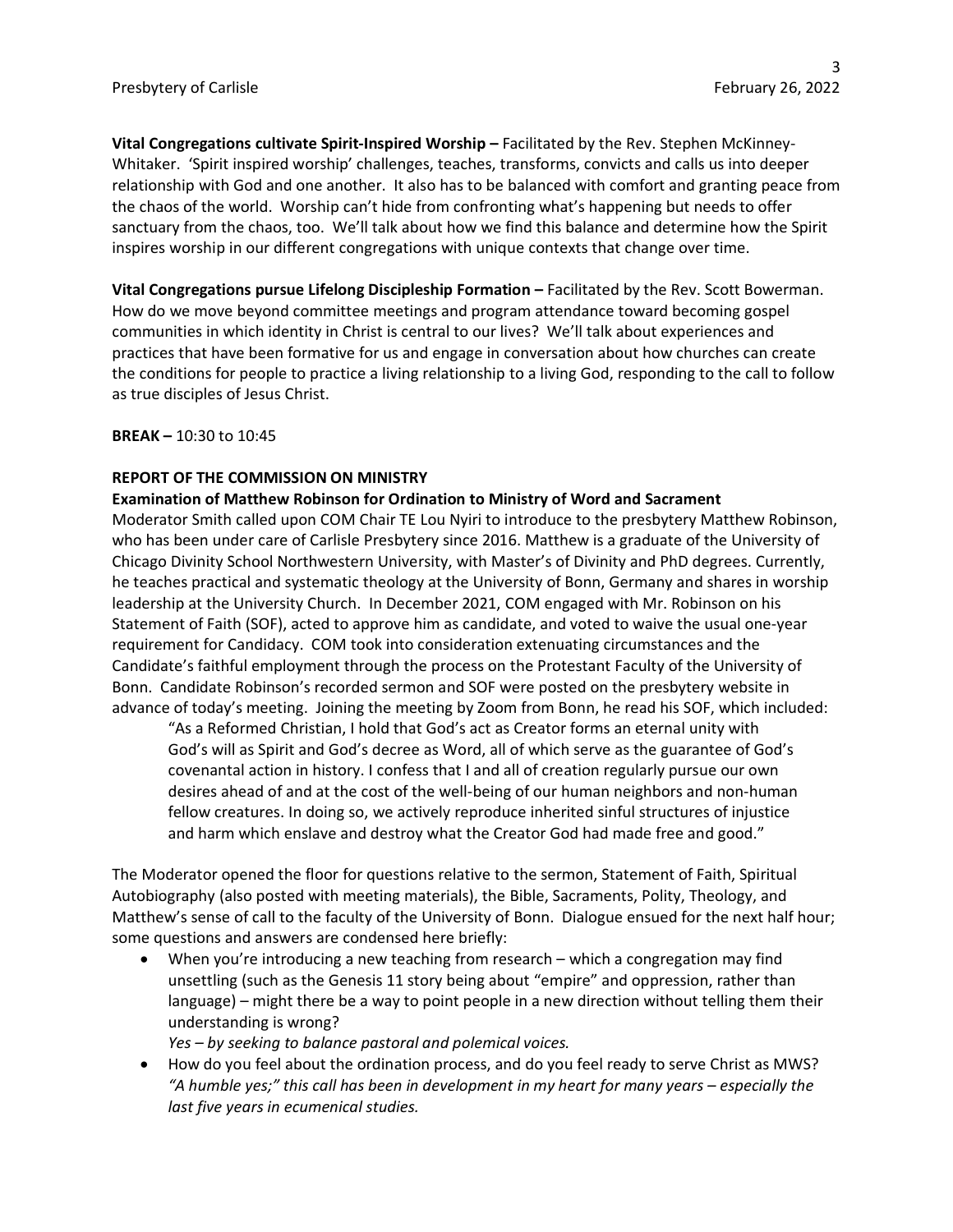**Vital Congregations cultivate Spirit-Inspired Worship –** Facilitated by the Rev. Stephen McKinney-Whitaker. 'Spirit inspired worship' challenges, teaches, transforms, convicts and calls us into deeper relationship with God and one another. It also has to be balanced with comfort and granting peace from the chaos of the world. Worship can't hide from confronting what's happening but needs to offer sanctuary from the chaos, too. We'll talk about how we find this balance and determine how the Spirit inspires worship in our different congregations with unique contexts that change over time.

**Vital Congregations pursue Lifelong Discipleship Formation –** Facilitated by the Rev. Scott Bowerman. How do we move beyond committee meetings and program attendance toward becoming gospel communities in which identity in Christ is central to our lives? We'll talk about experiences and practices that have been formative for us and engage in conversation about how churches can create the conditions for people to practice a living relationship to a living God, responding to the call to follow as true disciples of Jesus Christ.

**BREAK –** 10:30 to 10:45

**REPORT OF THE COMMISSION ON MINISTRY**

**Examination of Matthew Robinson for Ordination to Ministry of Word and Sacrament**

Moderator Smith called upon COM Chair TE Lou Nyiri to introduce to the presbytery Matthew Robinson, who has been under care of Carlisle Presbytery since 2016. Matthew is a graduate of the University of Chicago Divinity School Northwestern University, with Master's of Divinity and PhD degrees. Currently, he teaches practical and systematic theology at the University of Bonn, Germany and shares in worship leadership at the University Church. In December 2021, COM engaged with Mr. Robinson on his Statement of Faith (SOF), acted to approve him as candidate, and voted to waive the usual one-year requirement for Candidacy. COM took into consideration extenuating circumstances and the Candidate's faithful employment through the process on the Protestant Faculty of the University of Bonn. Candidate Robinson's recorded sermon and SOF were posted on the presbytery website in advance of today's meeting. Joining the meeting by Zoom from Bonn, he read his SOF, which included:

> "As a Reformed Christian, I hold that God's act as Creator forms an eternal unity with God's will as Spirit and God's decree as Word, all of which serve as the guarantee of God's covenantal action in history. I confess that I and all of creation regularly pursue our own desires ahead of and at the cost of the well-being of our human neighbors and non-human fellow creatures. In doing so, we actively reproduce inherited sinful structures of injustice and harm which enslave and destroy what the Creator God had made free and good."

The Moderator opened the floor for questions relative to the sermon, Statement of Faith, Spiritual Autobiography (also posted with meeting materials), the Bible, Sacraments, Polity, Theology, and Matthew's sense of call to the faculty of the University of Bonn. Dialogue ensued for the next half hour; some questions and answers are condensed here briefly:

- When you're introducing a new teaching from research – which a congregation may find unsettling (such as the Genesis 11 story being about "empire" and oppression, rather than language) – might there be a way to point people in a new direction without telling them their understanding is wrong?
  *Yes – by seeking to balance pastoral and polemical voices.*
- How do you feel about the ordination process, and do you feel ready to serve Christ as MWS?
  *"A humble yes;" this call has been in development in my heart for many years – especially the last five years in ecumenical studies.*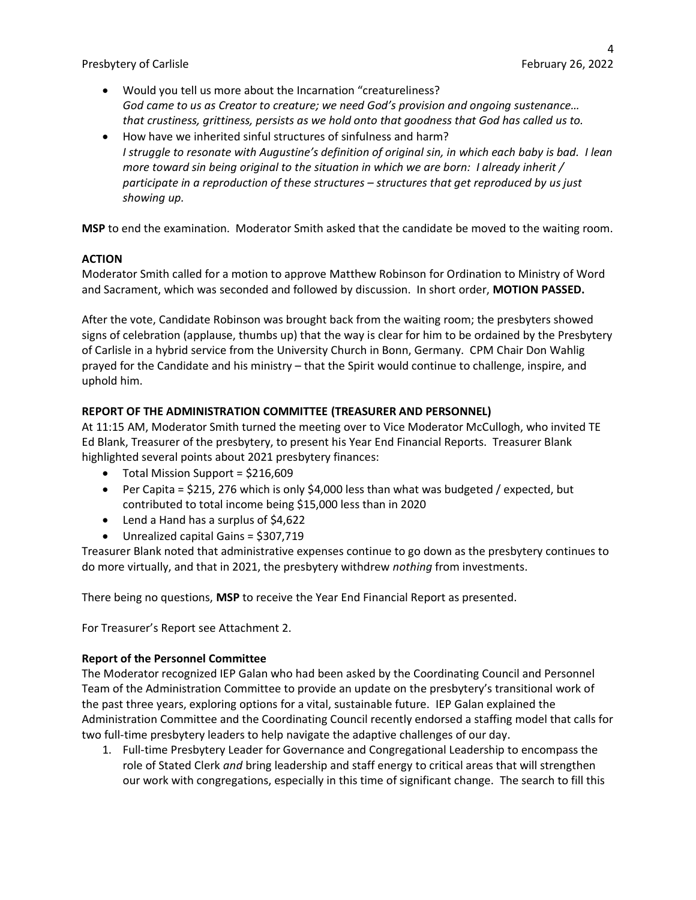- Would you tell us more about the Incarnation “creatureliness?
  *God came to us as Creator to creature; we need God’s provision and ongoing sustenance… that crustiness, grittiness, persists as we hold onto that goodness that God has called us to.*
- How have we inherited sinful structures of sinfulness and harm?
  *I struggle to resonate with Augustine’s definition of original sin, in which each baby is bad. I lean more toward sin being original to the situation in which we are born: I already inherit / participate in a reproduction of these structures – structures that get reproduced by us just showing up.*

**MSP** to end the examination. Moderator Smith asked that the candidate be moved to the waiting room.

**ACTION**

Moderator Smith called for a motion to approve Matthew Robinson for Ordination to Ministry of Word and Sacrament, which was seconded and followed by discussion. In short order, **MOTION PASSED.**

After the vote, Candidate Robinson was brought back from the waiting room; the presbyters showed signs of celebration (applause, thumbs up) that the way is clear for him to be ordained by the Presbytery of Carlisle in a hybrid service from the University Church in Bonn, Germany. CPM Chair Don Wahlig prayed for the Candidate and his ministry – that the Spirit would continue to challenge, inspire, and uphold him.

**REPORT OF THE ADMINISTRATION COMMITTEE (TREASURER AND PERSONNEL)**

At 11:15 AM, Moderator Smith turned the meeting over to Vice Moderator McCullogh, who invited TE Ed Blank, Treasurer of the presbytery, to present his Year End Financial Reports. Treasurer Blank highlighted several points about 2021 presbytery finances:

- Total Mission Support = $216,609
- Per Capita = $215, 276 which is only $4,000 less than what was budgeted / expected, but contributed to total income being $15,000 less than in 2020
- Lend a Hand has a surplus of $4,622
- Unrealized capital Gains = $307,719

Treasurer Blank noted that administrative expenses continue to go down as the presbytery continues to do more virtually, and that in 2021, the presbytery withdrew *nothing* from investments.

There being no questions, **MSP** to receive the Year End Financial Report as presented.

For Treasurer’s Report see Attachment 2.

**Report of the Personnel Committee**

The Moderator recognized IEP Galan who had been asked by the Coordinating Council and Personnel Team of the Administration Committee to provide an update on the presbytery’s transitional work of the past three years, exploring options for a vital, sustainable future. IEP Galan explained the Administration Committee and the Coordinating Council recently endorsed a staffing model that calls for two full-time presbytery leaders to help navigate the adaptive challenges of our day.

1. Full-time Presbytery Leader for Governance and Congregational Leadership to encompass the role of Stated Clerk *and* bring leadership and staff energy to critical areas that will strengthen our work with congregations, especially in this time of significant change. The search to fill this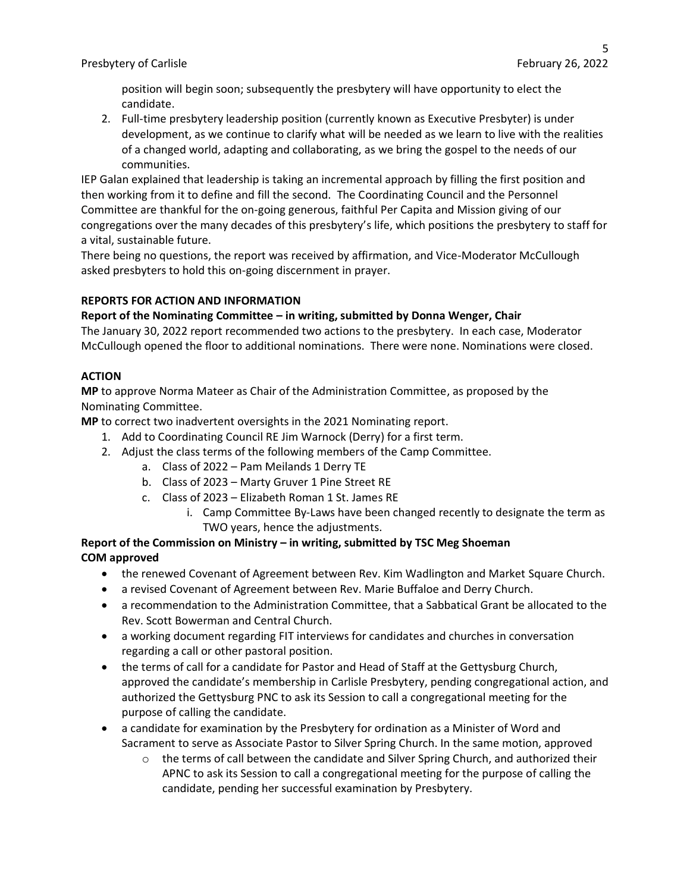position will begin soon; subsequently the presbytery will have opportunity to elect the candidate.

2. Full-time presbytery leadership position (currently known as Executive Presbyter) is under development, as we continue to clarify what will be needed as we learn to live with the realities of a changed world, adapting and collaborating, as we bring the gospel to the needs of our communities.

IEP Galan explained that leadership is taking an incremental approach by filling the first position and then working from it to define and fill the second. The Coordinating Council and the Personnel Committee are thankful for the on-going generous, faithful Per Capita and Mission giving of our congregations over the many decades of this presbytery's life, which positions the presbytery to staff for a vital, sustainable future.

There being no questions, the report was received by affirmation, and Vice-Moderator McCullough asked presbyters to hold this on-going discernment in prayer.

**REPORTS FOR ACTION AND INFORMATION**

**Report of the Nominating Committee – in writing, submitted by Donna Wenger, Chair**

The January 30, 2022 report recommended two actions to the presbytery. In each case, Moderator McCullough opened the floor to additional nominations. There were none. Nominations were closed.

**ACTION**

**MP** to approve Norma Mateer as Chair of the Administration Committee, as proposed by the Nominating Committee.

**MP** to correct two inadvertent oversights in the 2021 Nominating report.

1. Add to Coordinating Council RE Jim Warnock (Derry) for a first term.
2. Adjust the class terms of the following members of the Camp Committee.
    a. Class of 2022 – Pam Meilands 1 Derry TE
    b. Class of 2023 – Marty Gruver 1 Pine Street RE
    c. Class of 2023 – Elizabeth Roman 1 St. James RE
        i. Camp Committee By-Laws have been changed recently to designate the term as TWO years, hence the adjustments.

**Report of the Commission on Ministry – in writing, submitted by TSC Meg Shoeman**
**COM approved**

- the renewed Covenant of Agreement between Rev. Kim Wadlington and Market Square Church.
- a revised Covenant of Agreement between Rev. Marie Buffaloe and Derry Church.
- a recommendation to the Administration Committee, that a Sabbatical Grant be allocated to the Rev. Scott Bowerman and Central Church.
- a working document regarding FIT interviews for candidates and churches in conversation regarding a call or other pastoral position.
- the terms of call for a candidate for Pastor and Head of Staff at the Gettysburg Church, approved the candidate's membership in Carlisle Presbytery, pending congregational action, and authorized the Gettysburg PNC to ask its Session to call a congregational meeting for the purpose of calling the candidate.
- a candidate for examination by the Presbytery for ordination as a Minister of Word and Sacrament to serve as Associate Pastor to Silver Spring Church. In the same motion, approved
    - the terms of call between the candidate and Silver Spring Church, and authorized their APNC to ask its Session to call a congregational meeting for the purpose of calling the candidate, pending her successful examination by Presbytery.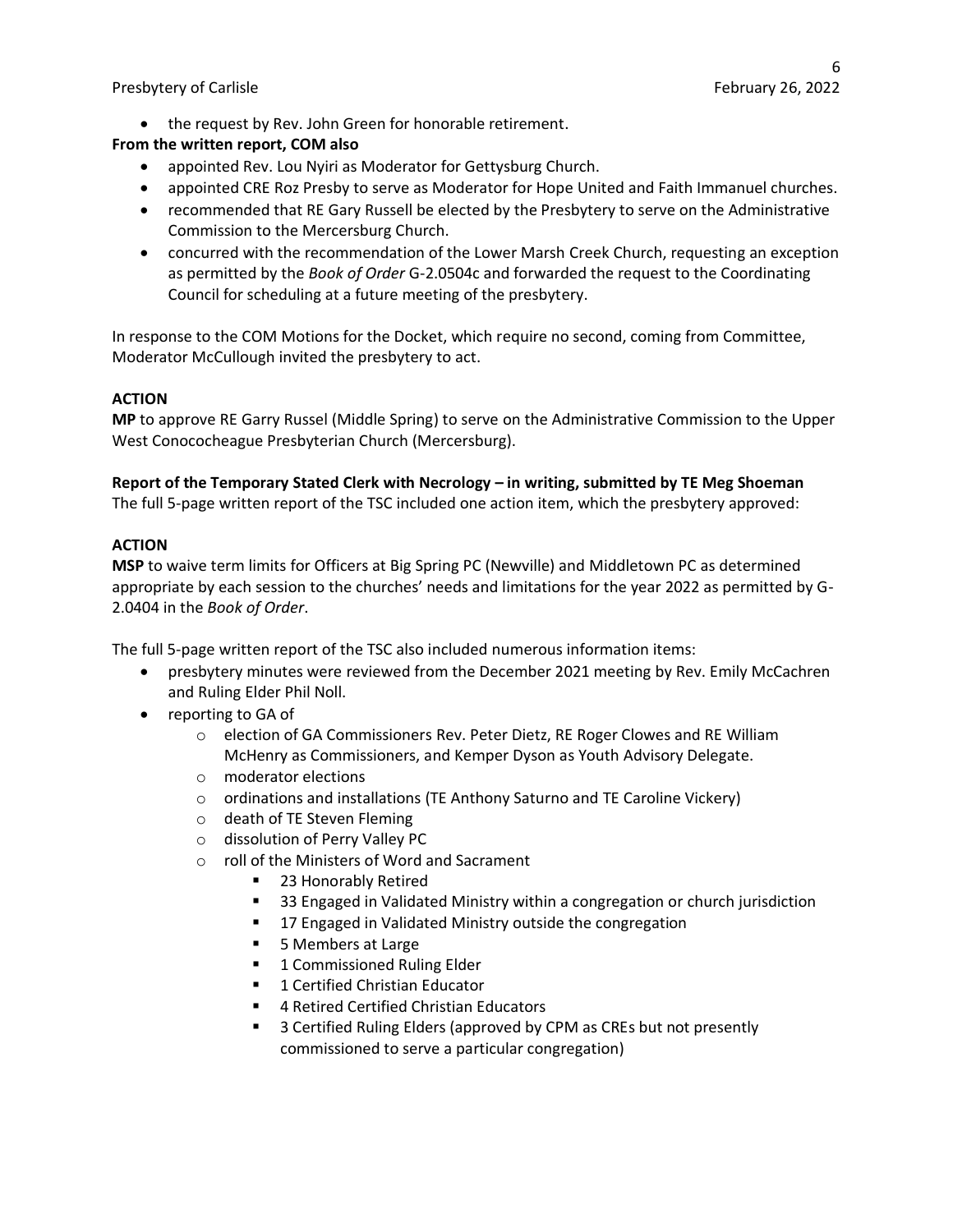- the request by Rev. John Green for honorable retirement.

**From the written report, COM also**

- appointed Rev. Lou Nyiri as Moderator for Gettysburg Church.
- appointed CRE Roz Presby to serve as Moderator for Hope United and Faith Immanuel churches.
- recommended that RE Gary Russell be elected by the Presbytery to serve on the Administrative Commission to the Mercersburg Church.
- concurred with the recommendation of the Lower Marsh Creek Church, requesting an exception as permitted by the *Book of Order* G-2.0504c and forwarded the request to the Coordinating Council for scheduling at a future meeting of the presbytery.

In response to the COM Motions for the Docket, which require no second, coming from Committee, Moderator McCullough invited the presbytery to act.

**ACTION**

**MP** to approve RE Garry Russel (Middle Spring) to serve on the Administrative Commission to the Upper West Conococheague Presbyterian Church (Mercersburg).

**Report of the Temporary Stated Clerk with Necrology – in writing, submitted by TE Meg Shoeman**

The full 5-page written report of the TSC included one action item, which the presbytery approved:

**ACTION**

**MSP** to waive term limits for Officers at Big Spring PC (Newville) and Middletown PC as determined appropriate by each session to the churches' needs and limitations for the year 2022 as permitted by G-2.0404 in the *Book of Order*.

The full 5-page written report of the TSC also included numerous information items:

- presbytery minutes were reviewed from the December 2021 meeting by Rev. Emily McCachren and Ruling Elder Phil Noll.
- reporting to GA of
  - election of GA Commissioners Rev. Peter Dietz, RE Roger Clowes and RE William McHenry as Commissioners, and Kemper Dyson as Youth Advisory Delegate.
  - moderator elections
  - ordinations and installations (TE Anthony Saturno and TE Caroline Vickery)
  - death of TE Steven Fleming
  - dissolution of Perry Valley PC
  - roll of the Ministers of Word and Sacrament
    - 23 Honorably Retired
    - 33 Engaged in Validated Ministry within a congregation or church jurisdiction
    - 17 Engaged in Validated Ministry outside the congregation
    - 5 Members at Large
    - 1 Commissioned Ruling Elder
    - 1 Certified Christian Educator
    - 4 Retired Certified Christian Educators
    - 3 Certified Ruling Elders (approved by CPM as CREs but not presently commissioned to serve a particular congregation)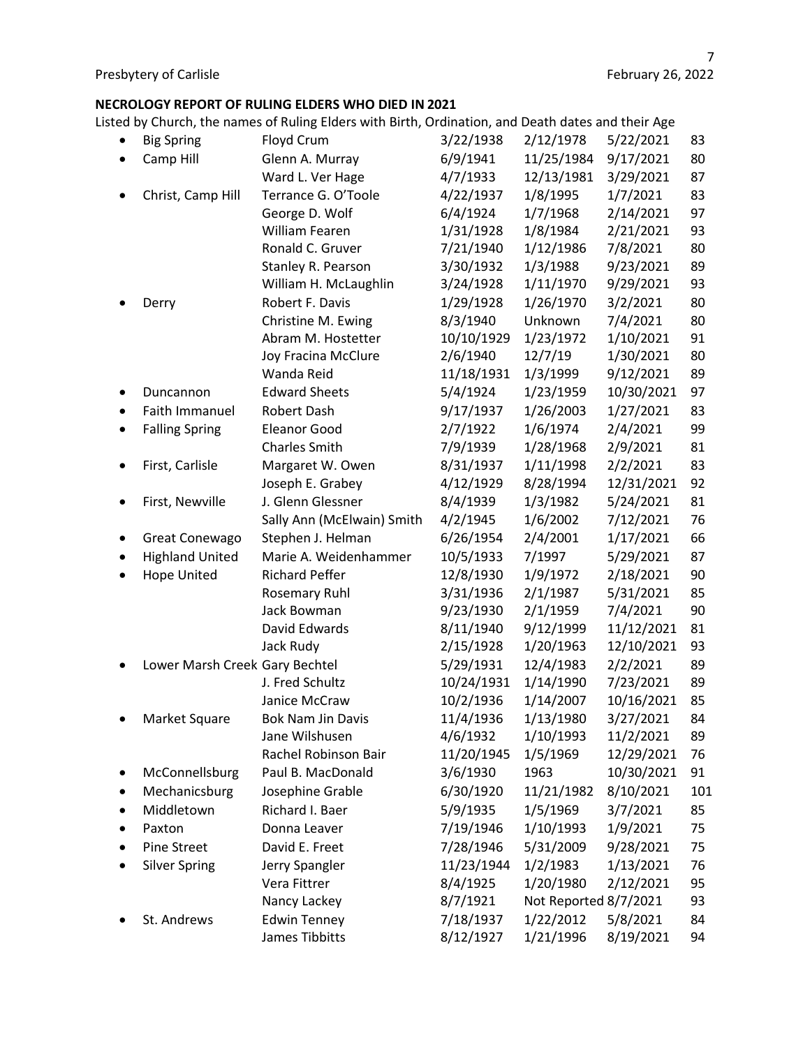## NECROLOGY REPORT OF RULING ELDERS WHO DIED IN 2021

Listed by Church, the names of Ruling Elders with Birth, Ordination, and Death dates and their Age

| Church | Name | Birth | Ordination | Death | Age |
|---|---|---|---|---|---|
| Big Spring | Floyd Crum | 3/22/1938 | 2/12/1978 | 5/22/2021 | 83 |
| Camp Hill | Glenn A. Murray | 6/9/1941 | 11/25/1984 | 9/17/2021 | 80 |
| | Ward L. Ver Hage | 4/7/1933 | 12/13/1981 | 3/29/2021 | 87 |
| Christ, Camp Hill | Terrance G. O'Toole | 4/22/1937 | 1/8/1995 | 1/7/2021 | 83 |
| | George D. Wolf | 6/4/1924 | 1/7/1968 | 2/14/2021 | 97 |
| | William Fearen | 1/31/1928 | 1/8/1984 | 2/21/2021 | 93 |
| | Ronald C. Gruver | 7/21/1940 | 1/12/1986 | 7/8/2021 | 80 |
| | Stanley R. Pearson | 3/30/1932 | 1/3/1988 | 9/23/2021 | 89 |
| | William H. McLaughlin | 3/24/1928 | 1/11/1970 | 9/29/2021 | 93 |
| Derry | Robert F. Davis | 1/29/1928 | 1/26/1970 | 3/2/2021 | 80 |
| | Christine M. Ewing | 8/3/1940 | Unknown | 7/4/2021 | 80 |
| | Abram M. Hostetter | 10/10/1929 | 1/23/1972 | 1/10/2021 | 91 |
| | Joy Fracina McClure | 2/6/1940 | 12/7/19 | 1/30/2021 | 80 |
| | Wanda Reid | 11/18/1931 | 1/3/1999 | 9/12/2021 | 89 |
| Duncannon | Edward Sheets | 5/4/1924 | 1/23/1959 | 10/30/2021 | 97 |
| Faith Immanuel | Robert Dash | 9/17/1937 | 1/26/2003 | 1/27/2021 | 83 |
| Falling Spring | Eleanor Good | 2/7/1922 | 1/6/1974 | 2/4/2021 | 99 |
| | Charles Smith | 7/9/1939 | 1/28/1968 | 2/9/2021 | 81 |
| First, Carlisle | Margaret W. Owen | 8/31/1937 | 1/11/1998 | 2/2/2021 | 83 |
| | Joseph E. Grabey | 4/12/1929 | 8/28/1994 | 12/31/2021 | 92 |
| First, Newville | J. Glenn Glessner | 8/4/1939 | 1/3/1982 | 5/24/2021 | 81 |
| | Sally Ann (McElwain) Smith | 4/2/1945 | 1/6/2002 | 7/12/2021 | 76 |
| Great Conewago | Stephen J. Helman | 6/26/1954 | 2/4/2001 | 1/17/2021 | 66 |
| Highland United | Marie A. Weidenhammer | 10/5/1933 | 7/1997 | 5/29/2021 | 87 |
| Hope United | Richard Peffer | 12/8/1930 | 1/9/1972 | 2/18/2021 | 90 |
| | Rosemary Ruhl | 3/31/1936 | 2/1/1987 | 5/31/2021 | 85 |
| | Jack Bowman | 9/23/1930 | 2/1/1959 | 7/4/2021 | 90 |
| | David Edwards | 8/11/1940 | 9/12/1999 | 11/12/2021 | 81 |
| | Jack Rudy | 2/15/1928 | 1/20/1963 | 12/10/2021 | 93 |
| Lower Marsh Creek | Gary Bechtel | 5/29/1931 | 12/4/1983 | 2/2/2021 | 89 |
| | J. Fred Schultz | 10/24/1931 | 1/14/1990 | 7/23/2021 | 89 |
| | Janice McCraw | 10/2/1936 | 1/14/2007 | 10/16/2021 | 85 |
| Market Square | Bok Nam Jin Davis | 11/4/1936 | 1/13/1980 | 3/27/2021 | 84 |
| | Jane Wilshusen | 4/6/1932 | 1/10/1993 | 11/2/2021 | 89 |
| | Rachel Robinson Bair | 11/20/1945 | 1/5/1969 | 12/29/2021 | 76 |
| McConnellsburg | Paul B. MacDonald | 3/6/1930 | 1963 | 10/30/2021 | 91 |
| Mechanicsburg | Josephine Grable | 6/30/1920 | 11/21/1982 | 8/10/2021 | 101 |
| Middletown | Richard I. Baer | 5/9/1935 | 1/5/1969 | 3/7/2021 | 85 |
| Paxton | Donna Leaver | 7/19/1946 | 1/10/1993 | 1/9/2021 | 75 |
| Pine Street | David E. Freet | 7/28/1946 | 5/31/2009 | 9/28/2021 | 75 |
| Silver Spring | Jerry Spangler | 11/23/1944 | 1/2/1983 | 1/13/2021 | 76 |
| | Vera Fittrer | 8/4/1925 | 1/20/1980 | 2/12/2021 | 95 |
| | Nancy Lackey | 8/7/1921 | Not Reported | 8/7/2021 | 93 |
| St. Andrews | Edwin Tenney | 7/18/1937 | 1/22/2012 | 5/8/2021 | 84 |
| | James Tibbitts | 8/12/1927 | 1/21/1996 | 8/19/2021 | 94 |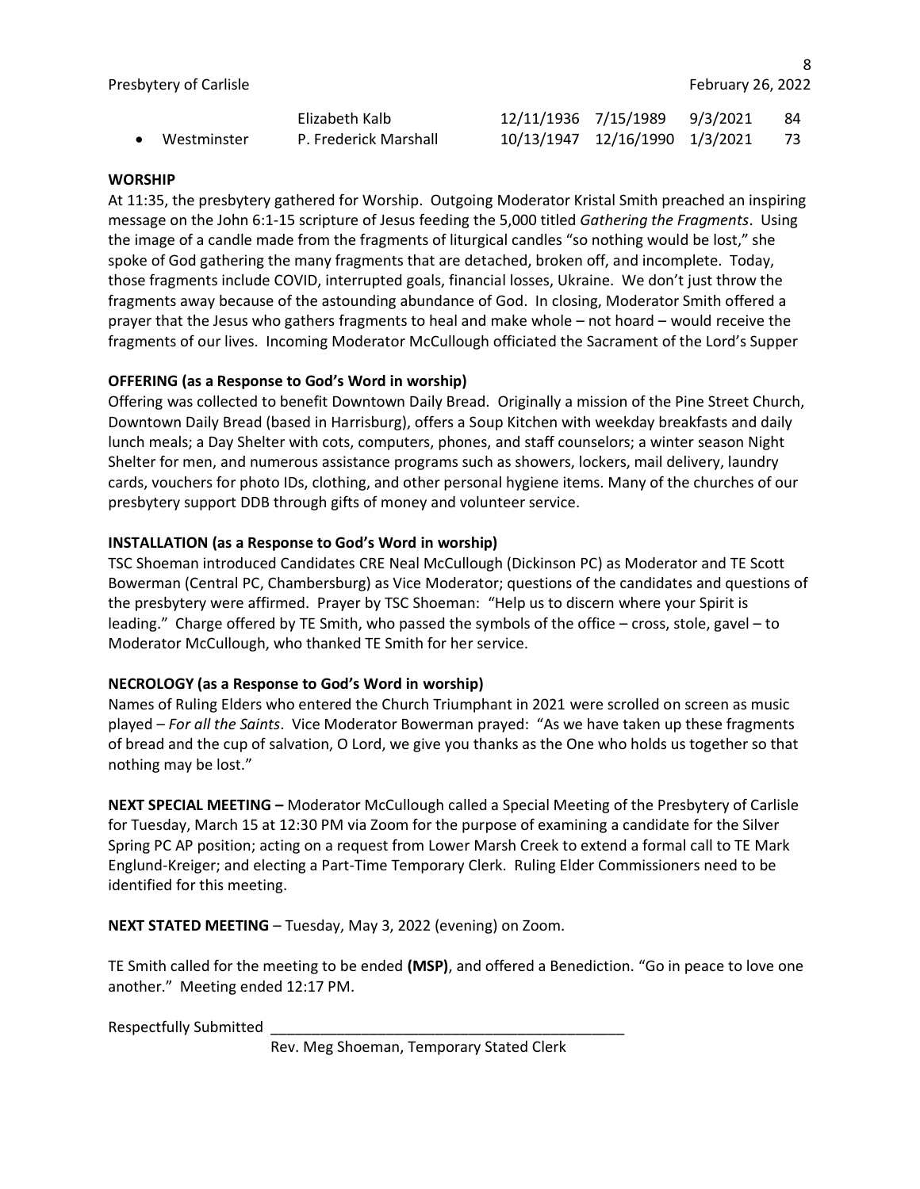| | | | | | |
|---|---|---|---|---|---|
| | Elizabeth Kalb | 12/11/1936 | 7/15/1989 | 9/3/2021 | 84 |
| • Westminster | P. Frederick Marshall | 10/13/1947 | 12/16/1990 | 1/3/2021 | 73 |

**WORSHIP**

At 11:35, the presbytery gathered for Worship. Outgoing Moderator Kristal Smith preached an inspiring message on the John 6:1-15 scripture of Jesus feeding the 5,000 titled *Gathering the Fragments*. Using the image of a candle made from the fragments of liturgical candles "so nothing would be lost," she spoke of God gathering the many fragments that are detached, broken off, and incomplete. Today, those fragments include COVID, interrupted goals, financial losses, Ukraine. We don't just throw the fragments away because of the astounding abundance of God. In closing, Moderator Smith offered a prayer that the Jesus who gathers fragments to heal and make whole – not hoard – would receive the fragments of our lives. Incoming Moderator McCullough officiated the Sacrament of the Lord's Supper

**OFFERING (as a Response to God's Word in worship)**

Offering was collected to benefit Downtown Daily Bread. Originally a mission of the Pine Street Church, Downtown Daily Bread (based in Harrisburg), offers a Soup Kitchen with weekday breakfasts and daily lunch meals; a Day Shelter with cots, computers, phones, and staff counselors; a winter season Night Shelter for men, and numerous assistance programs such as showers, lockers, mail delivery, laundry cards, vouchers for photo IDs, clothing, and other personal hygiene items. Many of the churches of our presbytery support DDB through gifts of money and volunteer service.

**INSTALLATION (as a Response to God's Word in worship)**

TSC Shoeman introduced Candidates CRE Neal McCullough (Dickinson PC) as Moderator and TE Scott Bowerman (Central PC, Chambersburg) as Vice Moderator; questions of the candidates and questions of the presbytery were affirmed. Prayer by TSC Shoeman: "Help us to discern where your Spirit is leading." Charge offered by TE Smith, who passed the symbols of the office – cross, stole, gavel – to Moderator McCullough, who thanked TE Smith for her service.

**NECROLOGY (as a Response to God's Word in worship)**

Names of Ruling Elders who entered the Church Triumphant in 2021 were scrolled on screen as music played – *For all the Saints*. Vice Moderator Bowerman prayed: "As we have taken up these fragments of bread and the cup of salvation, O Lord, we give you thanks as the One who holds us together so that nothing may be lost."

**NEXT SPECIAL MEETING –** Moderator McCullough called a Special Meeting of the Presbytery of Carlisle for Tuesday, March 15 at 12:30 PM via Zoom for the purpose of examining a candidate for the Silver Spring PC AP position; acting on a request from Lower Marsh Creek to extend a formal call to TE Mark Englund-Kreiger; and electing a Part-Time Temporary Clerk. Ruling Elder Commissioners need to be identified for this meeting.

**NEXT STATED MEETING** – Tuesday, May 3, 2022 (evening) on Zoom.

TE Smith called for the meeting to be ended **(MSP)**, and offered a Benediction. "Go in peace to love one another." Meeting ended 12:17 PM.

Respectfully Submitted ___________________________________________

Rev. Meg Shoeman, Temporary Stated Clerk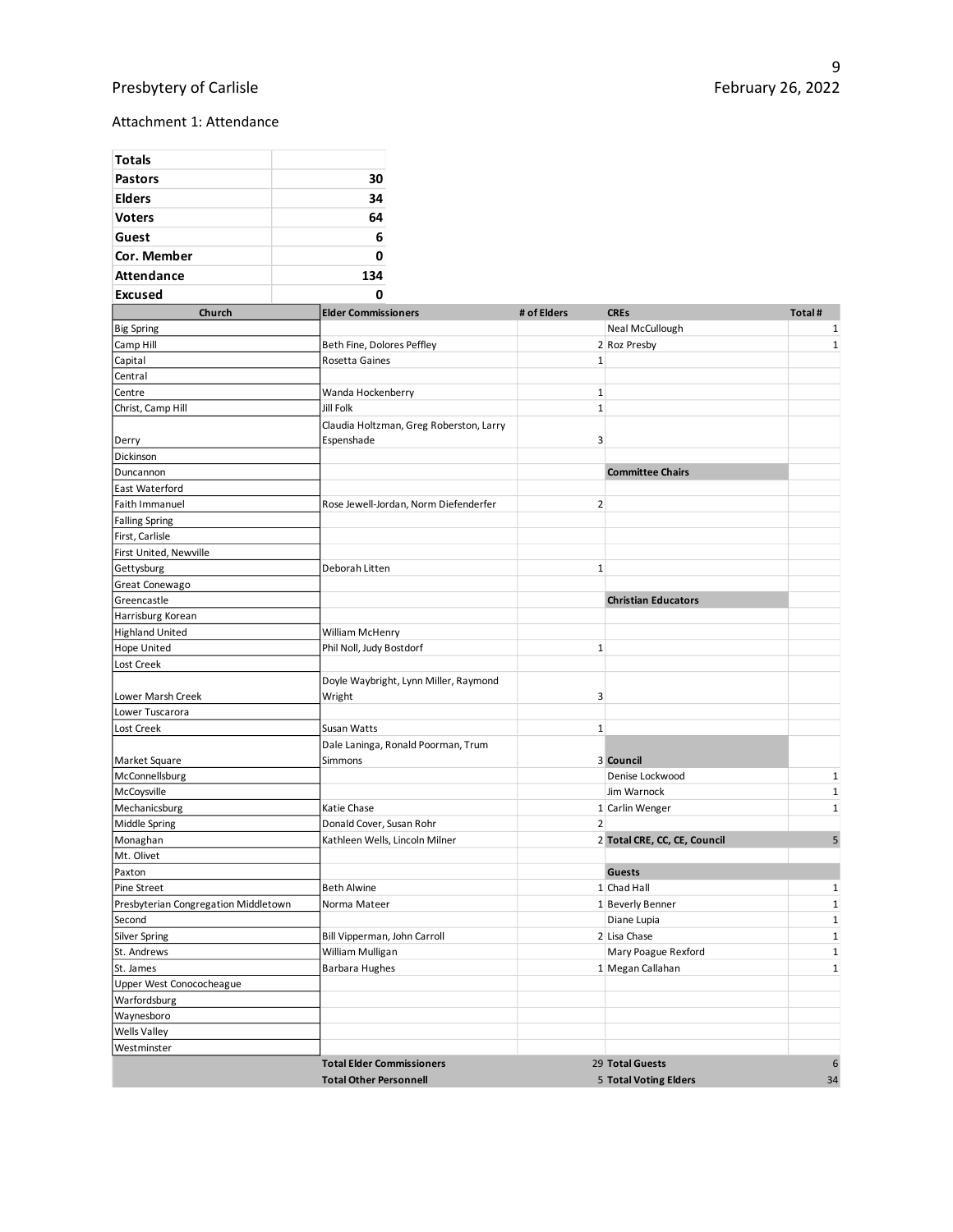Attachment 1: Attendance

| Totals | |
|---|---|
| Pastors | 30 |
| Elders | 34 |
| Voters | 64 |
| Guest | 6 |
| Cor. Member | 0 |
| Attendance | 134 |
| Excused | 0 |

| Church | Elder Commissioners | # of Elders | CREs | Total # |
|---|---|---|---|---|
| Big Spring | | | Neal McCullough | 1 |
| Camp Hill | Beth Fine, Dolores Peffley | 2 | Roz Presby | 1 |
| Capital | Rosetta Gaines | 1 | | |
| Central | | | | |
| Centre | Wanda Hockenberry | 1 | | |
| Christ, Camp Hill | Jill Folk | 1 | | |
| Derry | Claudia Holtzman, Greg Roberston, Larry Espenshade | 3 | | |
| Dickinson | | | | |
| Duncannon | | | **Committee Chairs** | |
| East Waterford | | | | |
| Faith Immanuel | Rose Jewell-Jordan, Norm Diefenderfer | 2 | | |
| Falling Spring | | | | |
| First, Carlisle | | | | |
| First United, Newville | | | | |
| Gettysburg | Deborah Litten | 1 | | |
| Great Conewago | | | | |
| Greencastle | | | **Christian Educators** | |
| Harrisburg Korean | | | | |
| Highland United | William McHenry | | | |
| Hope United | Phil Noll, Judy Bostdorf | 1 | | |
| Lost Creek | | | | |
| Lower Marsh Creek | Doyle Waybright, Lynn Miller, Raymond Wright | 3 | | |
| Lower Tuscarora | | | | |
| Lost Creek | Susan Watts | 1 | | |
| Market Square | Dale Laninga, Ronald Poorman, Trum Simmons | 3 | **Council** | |
| McConnellsburg | | | Denise Lockwood | 1 |
| McCoysville | | | Jim Warnock | 1 |
| Mechanicsburg | Katie Chase | 1 | Carlin Wenger | 1 |
| Middle Spring | Donald Cover, Susan Rohr | 2 | | |
| Monaghan | Kathleen Wells, Lincoln Milner | 2 | **Total CRE, CC, CE, Council** | 5 |
| Mt. Olivet | | | | |
| Paxton | | | **Guests** | |
| Pine Street | Beth Alwine | 1 | Chad Hall | 1 |
| Presbyterian Congregation Middletown | Norma Mateer | 1 | Beverly Benner | 1 |
| Second | | | Diane Lupia | 1 |
| Silver Spring | Bill Vipperman, John Carroll | 2 | Lisa Chase | 1 |
| St. Andrews | William Mulligan | | Mary Poague Rexford | 1 |
| St. James | Barbara Hughes | 1 | Megan Callahan | 1 |
| Upper West Conococheague | | | | |
| Warfordsburg | | | | |
| Waynesboro | | | | |
| Wells Valley | | | | |
| Westminster | | | | |
| | **Total Elder Commissioners** | 29 | **Total Guests** | 6 |
| | **Total Other Personnell** | 5 | **Total Voting Elders** | 34 |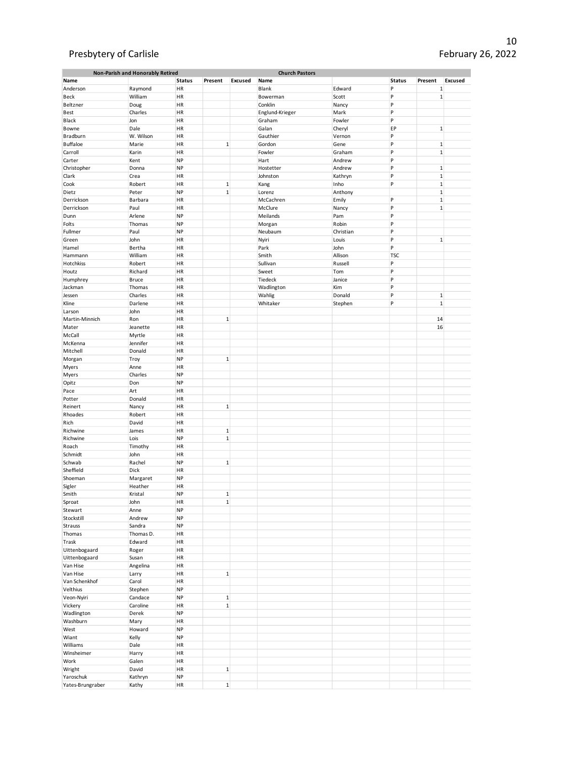| Non-Parish and Honorably Retired | | | | | Church Pastors | | | | |
|---|---|---|---|---|---|---|---|---|---|
| Name | | Status | Present | Excused | Name | | Status | Present | Excused |
| Anderson | Raymond | HR | | | Blank | Edward | P | 1 | |
| Beck | William | HR | | | Bowerman | Scott | P | 1 | |
| Beltzner | Doug | HR | | | Conklin | Nancy | P | | |
| Best | Charles | HR | | | Englund-Krieger | Mark | P | | |
| Black | Jon | HR | | | Graham | Fowler | P | | |
| Bowne | Dale | HR | | | Galan | Cheryl | EP | 1 | |
| Bradburn | W. Wilson | HR | | | Gauthier | Vernon | P | | |
| Buffaloe | Marie | HR | 1 | | Gordon | Gene | P | 1 | |
| Carroll | Karin | HR | | | Fowler | Graham | P | 1 | |
| Carter | Kent | NP | | | Hart | Andrew | P | | |
| Christopher | Donna | NP | | | Hostetter | Andrew | P | 1 | |
| Clark | Crea | HR | | | Johnston | Kathryn | P | 1 | |
| Cook | Robert | HR | 1 | | Kang | Inho | P | 1 | |
| Dietz | Peter | NP | 1 | | Lorenz | Anthony | | 1 | |
| Derrickson | Barbara | HR | | | McCachren | Emily | P | 1 | |
| Derrickson | Paul | HR | | | McClure | Nancy | P | 1 | |
| Dunn | Arlene | NP | | | Meilands | Pam | P | | |
| Folts | Thomas | NP | | | Morgan | Robin | P | | |
| Fullmer | Paul | NP | | | Neubaum | Christian | P | | |
| Green | John | HR | | | Nyiri | Louis | P | 1 | |
| Hamel | Bertha | HR | | | Park | John | P | | |
| Hammann | William | HR | | | Smith | Allison | TSC | | |
| Hotchkiss | Robert | HR | | | Sullivan | Russell | P | | |
| Houtz | Richard | HR | | | Sweet | Tom | P | | |
| Humphrey | Bruce | HR | | | Tiedeck | Janice | P | | |
| Jackman | Thomas | HR | | | Wadlington | Kim | P | | |
| Jessen | Charles | HR | | | Wahlig | Donald | P | 1 | |
| Kline | Darlene | HR | | | Whitaker | Stephen | P | 1 | |
| Larson | John | HR | | | | | | | |
| Martin-Minnich | Ron | HR | 1 | | | | | 14 | |
| Mater | Jeanette | HR | | | | | | 16 | |
| McCall | Myrtle | HR | | | | | | | |
| McKenna | Jennifer | HR | | | | | | | |
| Mitchell | Donald | HR | | | | | | | |
| Morgan | Troy | NP | 1 | | | | | | |
| Myers | Anne | HR | | | | | | | |
| Myers | Charles | NP | | | | | | | |
| Opitz | Don | NP | | | | | | | |
| Pace | Art | HR | | | | | | | |
| Potter | Donald | HR | | | | | | | |
| Reinert | Nancy | HR | 1 | | | | | | |
| Rhoades | Robert | HR | | | | | | | |
| Rich | David | HR | | | | | | | |
| Richwine | James | HR | 1 | | | | | | |
| Richwine | Lois | NP | 1 | | | | | | |
| Roach | Timothy | HR | | | | | | | |
| Schmidt | John | HR | | | | | | | |
| Schwab | Rachel | NP | 1 | | | | | | |
| Sheffield | Dick | HR | | | | | | | |
| Shoeman | Margaret | NP | | | | | | | |
| Sigler | Heather | HR | | | | | | | |
| Smith | Kristal | NP | 1 | | | | | | |
| Sproat | John | HR | 1 | | | | | | |
| Stewart | Anne | NP | | | | | | | |
| Stockstill | Andrew | NP | | | | | | | |
| Strauss | Sandra | NP | | | | | | | |
| Thomas | Thomas D. | HR | | | | | | | |
| Trask | Edward | HR | | | | | | | |
| Uittenbogaard | Roger | HR | | | | | | | |
| Uittenbogaard | Susan | HR | | | | | | | |
| Van Hise | Angelina | HR | | | | | | | |
| Van Hise | Larry | HR | 1 | | | | | | |
| Van Schenkhof | Carol | HR | | | | | | | |
| Velthius | Stephen | NP | | | | | | | |
| Veon-Nyiri | Candace | NP | 1 | | | | | | |
| Vickery | Caroline | HR | 1 | | | | | | |
| Wadlington | Derek | NP | | | | | | | |
| Washburn | Mary | HR | | | | | | | |
| West | Howard | NP | | | | | | | |
| Wiant | Kelly | NP | | | | | | | |
| Williams | Dale | HR | | | | | | | |
| Winsheimer | Harry | HR | | | | | | | |
| Work | Galen | HR | | | | | | | |
| Wright | David | HR | 1 | | | | | | |
| Yaroschuk | Kathryn | NP | | | | | | | |
| Yates-Brungraber | Kathy | HR | 1 | | | | | | |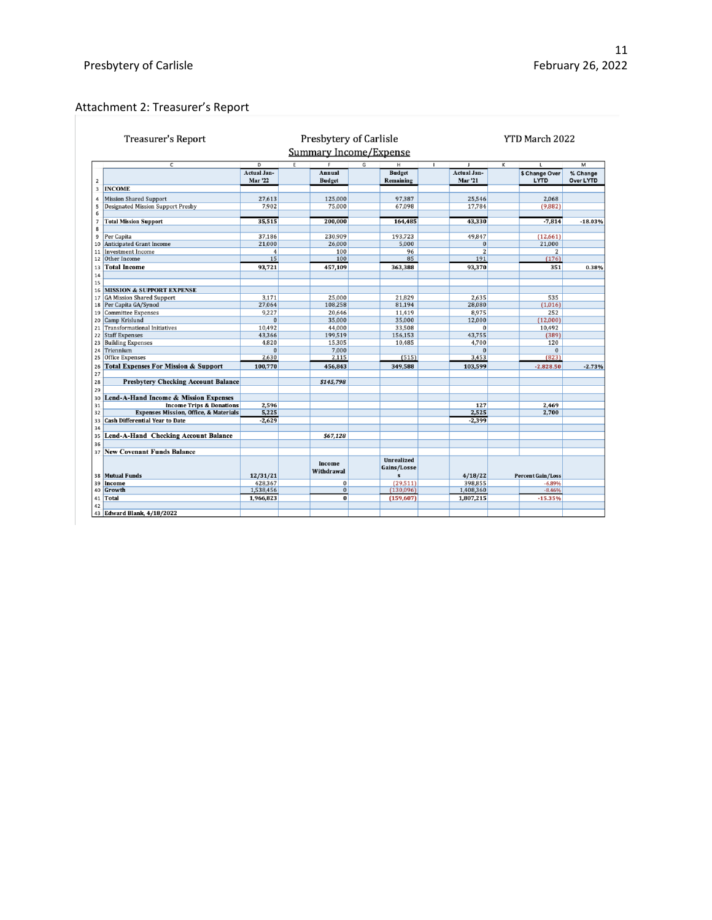## Attachment 2: Treasurer's Report

Treasurer's Report

Presbytery of Carlisle

Summary Income/Expense

YTD March 2022

| | C | D | E | F | G | H | I | J | K | L | M |
|---|---|---|---|---|---|---|---|---|---|---|---|
| 2 | | Actual Jan-Mar '22 | | Annual Budget | | Budget Remaining | | Actual Jan-Mar '21 | | $ Change Over LYTD | % Change Over LYTD |
| 3 | **INCOME** | | | | | | | | | | |
| 4 | Mission Shared Support | 27,613 | | 125,000 | | 97,387 | | 25,546 | | 2,068 | |
| 5 | Designated Mission Support Presby | 7,902 | | 75,000 | | 67,098 | | 17,784 | | (9,882) | |
| 6 | | | | | | | | | | | |
| 7 | **Total Mission Support** | **35,515** | | **200,000** | | **164,485** | | **43,330** | | **-7,814** | **-18.03%** |
| 8 | | | | | | | | | | | |
| 9 | Per Capita | 37,186 | | 230,909 | | 193,723 | | 49,847 | | (12,661) | |
| 10 | Anticipated Grant Income | 21,000 | | 26,000 | | 5,000 | | 0 | | 21,000 | |
| 11 | Investment Income | 4 | | 100 | | 96 | | 2 | | 2 | |
| 12 | Other Income | 15 | | 100 | | 85 | | 191 | | (176) | |
| 13 | **Total Income** | **93,721** | | **457,109** | | **363,388** | | **93,370** | | **351** | **0.38%** |
| 14 | | | | | | | | | | | |
| 15 | | | | | | | | | | | |
| 16 | **MISSION & SUPPORT EXPENSE** | | | | | | | | | | |
| 17 | GA Mission Shared Support | 3,171 | | 25,000 | | 21,829 | | 2,635 | | 535 | |
| 18 | Per Capita GA/Synod | 27,064 | | 108,258 | | 81,194 | | 28,080 | | (1,016) | |
| 19 | Committee Expenses | 9,227 | | 20,646 | | 11,419 | | 8,975 | | 252 | |
| 20 | Camp Krislund | 0 | | 35,000 | | 35,000 | | 12,000 | | (12,000) | |
| 21 | Transformational Initiatives | 10,492 | | 44,000 | | 33,508 | | 0 | | 10,492 | |
| 22 | Staff Expenses | 43,366 | | 199,519 | | 156,153 | | 43,755 | | (389) | |
| 23 | Building Expenses | 4,820 | | 15,305 | | 10,485 | | 4,700 | | 120 | |
| 24 | Triennium | 0 | | 7,000 | | | | 0 | | 0 | |
| 25 | Office Expenses | 2,630 | | 2,115 | | (515) | | 3,453 | | (823) | |
| 26 | **Total Expenses For Mission & Support** | **100,770** | | **456,843** | | **349,588** | | **103,599** | | **-2,828.50** | **-2.73%** |
| 27 | | | | | | | | | | | |
| 28 | **Presbytery Checking Account Balance** | | | ***$145,798*** | | | | | | | |
| 29 | | | | | | | | | | | |
| 30 | **Lend-A-Hand Income & Mission Expenses** | | | | | | | | | | |
| 31 | **Income Trips & Donations** | **2,596** | | | | | | 127 | | 2,469 | |
| 32 | **Expenses Mission, Office, & Materials** | **5,225** | | | | | | 2,525 | | 2,700 | |
| 33 | **Cash Differential Year to Date** | **-2,629** | | | | | | -2,399 | | | |
| 34 | | | | | | | | | | | |
| 35 | **Lend-A-Hand Checking Account Balance** | | | ***$67,128*** | | | | | | | |
| 36 | | | | | | | | | | | |
| 37 | **New Covenant Funds Balance** | | | | | | | | | | |
| 38 | **Mutual Funds** | **12/31/21** | | **Income Withdrawal** | | **Unrealized Gains/Losses** | | **4/18/22** | | **Percent Gain/Loss** | |
| 39 | **Income** | 428,367 | | 0 | | (29,511) | | 398,855 | | -6.89% | |
| 40 | **Growth** | 1,538,456 | | 0 | | (130,096) | | 1,408,360 | | -8.46% | |
| 41 | **Total** | **1,966,823** | | **0** | | **(159,607)** | | **1,807,215** | | **-15.35%** | |
| 42 | | | | | | | | | | | |
| 43 | **Edward Blank, 4/18/2022** | | | | | | | | | | |